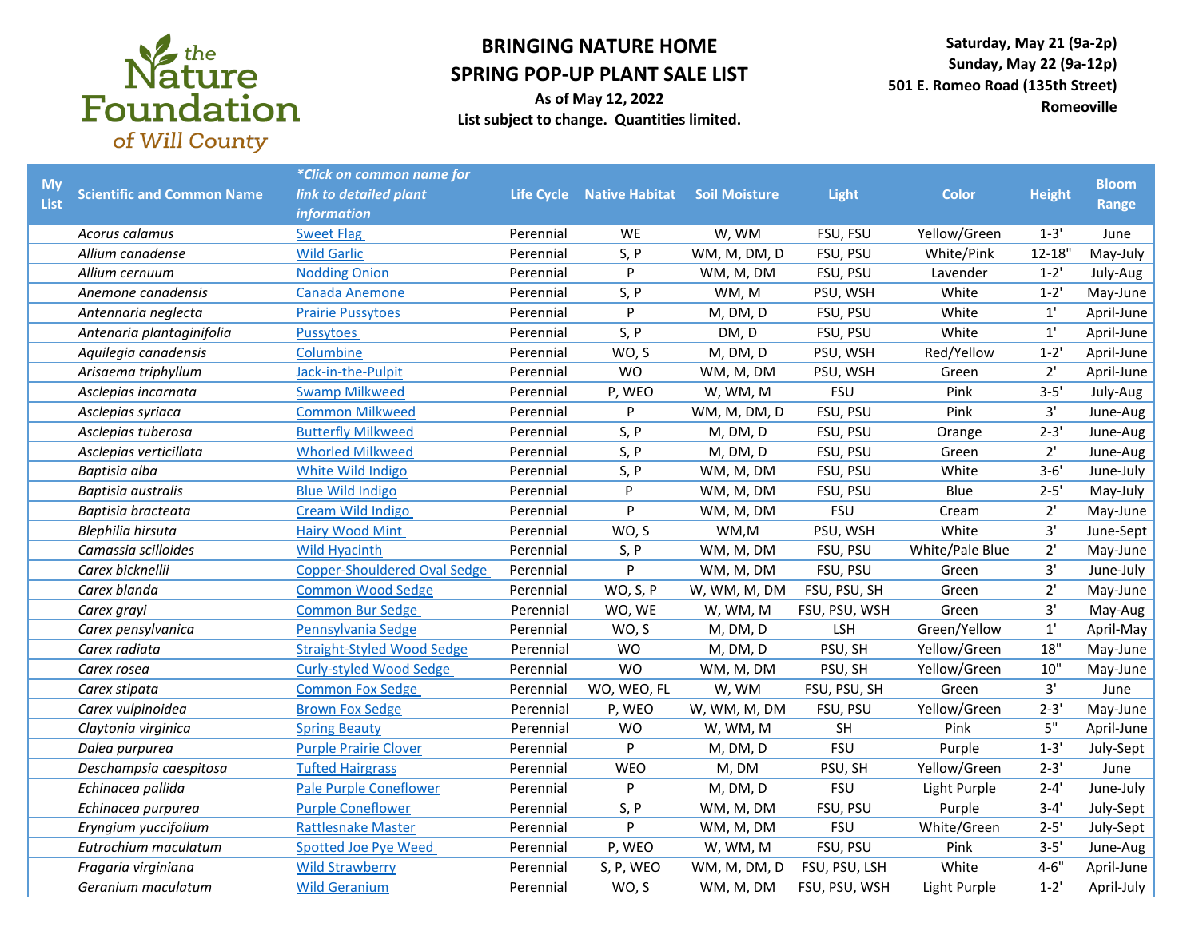the Nature Foundation of Will County

# BRINGING NATURE HOME
## SPRING POP-UP PLANT SALE LIST

**As of May 12, 2022**
**List subject to change. Quantities limited.**

**Saturday, May 21 (9a-2p)**
**Sunday, May 22 (9a-12p)**
**501 E. Romeo Road (135th Street)**
**Romeoville**

| My List | Scientific and Common Name | *Click on common name for link to detailed plant information | Life Cycle | Native Habitat | Soil Moisture | Light | Color | Height | Bloom Range |
|---|---|---|---|---|---|---|---|---|---|
| | *Acorus calamus* | Sweet Flag | Perennial | WE | W, WM | FSU, FSU | Yellow/Green | 1-3' | June |
| | *Allium canadense* | Wild Garlic | Perennial | S, P | WM, M, DM, D | FSU, PSU | White/Pink | 12-18" | May-July |
| | *Allium cernuum* | Nodding Onion | Perennial | P | WM, M, DM | FSU, PSU | Lavender | 1-2' | July-Aug |
| | *Anemone canadensis* | Canada Anemone | Perennial | S, P | WM, M | PSU, WSH | White | 1-2' | May-June |
| | *Antennaria neglecta* | Prairie Pussytoes | Perennial | P | M, DM, D | FSU, PSU | White | 1' | April-June |
| | *Antenaria plantaginifolia* | Pussytoes | Perennial | S, P | DM, D | FSU, PSU | White | 1' | April-June |
| | *Aquilegia canadensis* | Columbine | Perennial | WO, S | M, DM, D | PSU, WSH | Red/Yellow | 1-2' | April-June |
| | *Arisaema triphyllum* | Jack-in-the-Pulpit | Perennial | WO | WM, M, DM | PSU, WSH | Green | 2' | April-June |
| | *Asclepias incarnata* | Swamp Milkweed | Perennial | P, WEO | W, WM, M | FSU | Pink | 3-5' | July-Aug |
| | *Asclepias syriaca* | Common Milkweed | Perennial | P | WM, M, DM, D | FSU, PSU | Pink | 3' | June-Aug |
| | *Asclepias tuberosa* | Butterfly Milkweed | Perennial | S, P | M, DM, D | FSU, PSU | Orange | 2-3' | June-Aug |
| | *Asclepias verticillata* | Whorled Milkweed | Perennial | S, P | M, DM, D | FSU, PSU | Green | 2' | June-Aug |
| | *Baptisia alba* | White Wild Indigo | Perennial | S, P | WM, M, DM | FSU, PSU | White | 3-6' | June-July |
| | *Baptisia australis* | Blue Wild Indigo | Perennial | P | WM, M, DM | FSU, PSU | Blue | 2-5' | May-July |
| | *Baptisia bracteata* | Cream Wild Indigo | Perennial | P | WM, M, DM | FSU | Cream | 2' | May-June |
| | *Blephilia hirsuta* | Hairy Wood Mint | Perennial | WO, S | WM,M | PSU, WSH | White | 3' | June-Sept |
| | *Camassia scilloides* | Wild Hyacinth | Perennial | S, P | WM, M, DM | FSU, PSU | White/Pale Blue | 2' | May-June |
| | *Carex bicknellii* | Copper-Shouldered Oval Sedge | Perennial | P | WM, M, DM | FSU, PSU | Green | 3' | June-July |
| | *Carex blanda* | Common Wood Sedge | Perennial | WO, S, P | W, WM, M, DM | FSU, PSU, SH | Green | 2' | May-June |
| | *Carex grayi* | Common Bur Sedge | Perennial | WO, WE | W, WM, M | FSU, PSU, WSH | Green | 3' | May-Aug |
| | *Carex pensylvanica* | Pennsylvania Sedge | Perennial | WO, S | M, DM, D | LSH | Green/Yellow | 1' | April-May |
| | *Carex radiata* | Straight-Styled Wood Sedge | Perennial | WO | M, DM, D | PSU, SH | Yellow/Green | 18" | May-June |
| | *Carex rosea* | Curly-styled Wood Sedge | Perennial | WO | WM, M, DM | PSU, SH | Yellow/Green | 10" | May-June |
| | *Carex stipata* | Common Fox Sedge | Perennial | WO, WEO, FL | W, WM | FSU, PSU, SH | Green | 3' | June |
| | *Carex vulpinoidea* | Brown Fox Sedge | Perennial | P, WEO | W, WM, M, DM | FSU, PSU | Yellow/Green | 2-3' | May-June |
| | *Claytonia virginica* | Spring Beauty | Perennial | WO | W, WM, M | SH | Pink | 5" | April-June |
| | *Dalea purpurea* | Purple Prairie Clover | Perennial | P | M, DM, D | FSU | Purple | 1-3' | July-Sept |
| | *Deschampsia caespitosa* | Tufted Hairgrass | Perennial | WEO | M, DM | PSU, SH | Yellow/Green | 2-3' | June |
| | *Echinacea pallida* | Pale Purple Coneflower | Perennial | P | M, DM, D | FSU | Light Purple | 2-4' | June-July |
| | *Echinacea purpurea* | Purple Coneflower | Perennial | S, P | WM, M, DM | FSU, PSU | Purple | 3-4' | July-Sept |
| | *Eryngium yuccifolium* | Rattlesnake Master | Perennial | P | WM, M, DM | FSU | White/Green | 2-5' | July-Sept |
| | *Eutrochium maculatum* | Spotted Joe Pye Weed | Perennial | P, WEO | W, WM, M | FSU, PSU | Pink | 3-5' | June-Aug |
| | *Fragaria virginiana* | Wild Strawberry | Perennial | S, P, WEO | WM, M, DM, D | FSU, PSU, LSH | White | 4-6" | April-June |
| | *Geranium maculatum* | Wild Geranium | Perennial | WO, S | WM, M, DM | FSU, PSU, WSH | Light Purple | 1-2' | April-July |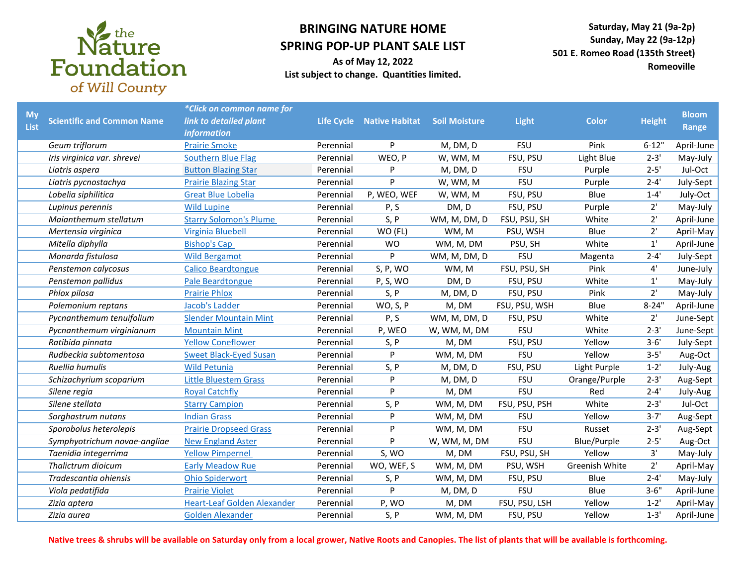the Nature Foundation of Will County

# BRINGING NATURE HOME
## SPRING POP-UP PLANT SALE LIST

**As of May 12, 2022**
**List subject to change. Quantities limited.**

**Saturday, May 21 (9a-2p)**
**Sunday, May 22 (9a-12p)**
**501 E. Romeo Road (135th Street)**
**Romeoville**

| My List | Scientific and Common Name | *Click on common name for link to detailed plant information* | Life Cycle | Native Habitat | Soil Moisture | Light | Color | Height | Bloom Range |
|---|---|---|---|---|---|---|---|---|---|
| | *Geum triflorum* | Prairie Smoke | Perennial | P | M, DM, D | FSU | Pink | 6-12" | April-June |
| | *Iris virginica var. shrevei* | Southern Blue Flag | Perennial | WEO, P | W, WM, M | FSU, PSU | Light Blue | 2-3' | May-July |
| | *Liatris aspera* | Button Blazing Star | Perennial | P | M, DM, D | FSU | Purple | 2-5' | Jul-Oct |
| | *Liatris pycnostachya* | Prairie Blazing Star | Perennial | P | W, WM, M | FSU | Purple | 2-4' | July-Sept |
| | *Lobelia siphilitica* | Great Blue Lobelia | Perennial | P, WEO, WEF | W, WM, M | FSU, PSU | Blue | 1-4' | July-Oct |
| | *Lupinus perennis* | Wild Lupine | Perennial | P, S | DM, D | FSU, PSU | Purple | 2' | May-July |
| | *Maianthemum stellatum* | Starry Solomon's Plume | Perennial | S, P | WM, M, DM, D | FSU, PSU, SH | White | 2' | April-June |
| | *Mertensia virginica* | Virginia Bluebell | Perennial | WO (FL) | WM, M | PSU, WSH | Blue | 2' | April-May |
| | *Mitella diphylla* | Bishop's Cap | Perennial | WO | WM, M, DM | PSU, SH | White | 1' | April-June |
| | *Monarda fistulosa* | Wild Bergamot | Perennial | P | WM, M, DM, D | FSU | Magenta | 2-4' | July-Sept |
| | *Penstemon calycosus* | Calico Beardtongue | Perennial | S, P, WO | WM, M | FSU, PSU, SH | Pink | 4' | June-July |
| | *Penstemon pallidus* | Pale Beardtongue | Perennial | P, S, WO | DM, D | FSU, PSU | White | 1' | May-July |
| | *Phlox pilosa* | Prairie Phlox | Perennial | S, P | M, DM, D | FSU, PSU | Pink | 2' | May-July |
| | *Polemonium reptans* | Jacob's Ladder | Perennial | WO, S, P | M, DM | FSU, PSU, WSH | Blue | 8-24" | April-June |
| | *Pycnanthemum tenuifolium* | Slender Mountain Mint | Perennial | P, S | WM, M, DM, D | FSU, PSU | White | 2' | June-Sept |
| | *Pycnanthemum virginianum* | Mountain Mint | Perennial | P, WEO | W, WM, M, DM | FSU | White | 2-3' | June-Sept |
| | *Ratibida pinnata* | Yellow Coneflower | Perennial | S, P | M, DM | FSU, PSU | Yellow | 3-6' | July-Sept |
| | *Rudbeckia subtomentosa* | Sweet Black-Eyed Susan | Perennial | P | WM, M, DM | FSU | Yellow | 3-5' | Aug-Oct |
| | *Ruellia humulis* | Wild Petunia | Perennial | S, P | M, DM, D | FSU, PSU | Light Purple | 1-2' | July-Aug |
| | *Schizachyrium scoparium* | Little Bluestem Grass | Perennial | P | M, DM, D | FSU | Orange/Purple | 2-3' | Aug-Sept |
| | *Silene regia* | Royal Catchfly | Perennial | P | M, DM | FSU | Red | 2-4' | July-Aug |
| | *Silene stellata* | Starry Campion | Perennial | S, P | WM, M, DM | FSU, PSU, PSH | White | 2-3' | Jul-Oct |
| | *Sorghastrum nutans* | Indian Grass | Perennial | P | WM, M, DM | FSU | Yellow | 3-7' | Aug-Sept |
| | *Sporobolus heterolepis* | Prairie Dropseed Grass | Perennial | P | WM, M, DM | FSU | Russet | 2-3' | Aug-Sept |
| | *Symphyotrichum novae-angliae* | New England Aster | Perennial | P | W, WM, M, DM | FSU | Blue/Purple | 2-5' | Aug-Oct |
| | *Taenidia integerrima* | Yellow Pimpernel | Perennial | S, WO | M, DM | FSU, PSU, SH | Yellow | 3' | May-July |
| | *Thalictrum dioicum* | Early Meadow Rue | Perennial | WO, WEF, S | WM, M, DM | PSU, WSH | Greenish White | 2' | April-May |
| | *Tradescantia ohiensis* | Ohio Spiderwort | Perennial | S, P | WM, M, DM | FSU, PSU | Blue | 2-4' | May-July |
| | *Viola pedatifida* | Prairie Violet | Perennial | P | M, DM, D | FSU | Blue | 3-6" | April-June |
| | *Zizia aptera* | Heart-Leaf Golden Alexander | Perennial | P, WO | M, DM | FSU, PSU, LSH | Yellow | 1-2' | April-May |
| | *Zizia aurea* | Golden Alexander | Perennial | S, P | WM, M, DM | FSU, PSU | Yellow | 1-3' | April-June |

**Native trees & shrubs will be available on Saturday only from a local grower, Native Roots and Canopies. The list of plants that will be available is forthcoming.**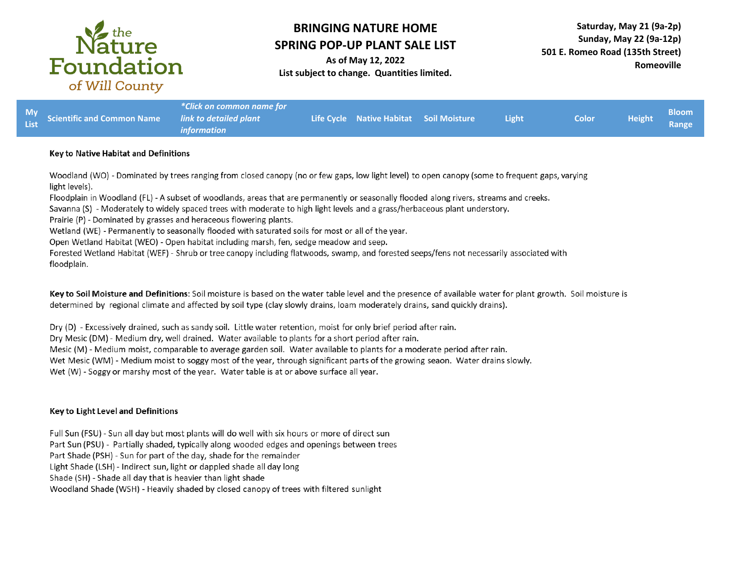the Nature Foundation of Will County

# BRINGING NATURE HOME SPRING POP-UP PLANT SALE LIST

**As of May 12, 2022**

**List subject to change. Quantities limited.**

**Saturday, May 21 (9a-2p)**
**Sunday, May 22 (9a-12p)**
**501 E. Romeo Road (135th Street)**
**Romeoville**

| My List | Scientific and Common Name | *\*Click on common name for link to detailed plant information* | Life Cycle | Native Habitat | Soil Moisture | Light | Color | Height | Bloom Range |
|---|---|---|---|---|---|---|---|---|---|

**Key to Native Habitat and Definitions**

Woodland (WO) - Dominated by trees ranging from closed canopy (no or few gaps, low light level) to open canopy (some to frequent gaps, varying light levels).
Floodplain in Woodland (FL) - A subset of woodlands, areas that are permanently or seasonally flooded along rivers, streams and creeks.
Savanna (S) - Moderately to widely spaced trees with moderate to high light levels and a grass/herbaceous plant understory.
Prairie (P) - Dominated by grasses and heraceous flowering plants.
Wetland (WE) - Permanently to seasonally flooded with saturated soils for most or all of the year.
Open Wetland Habitat (WEO) - Open habitat including marsh, fen, sedge meadow and seep.
Forested Wetland Habitat (WEF) - Shrub or tree canopy including flatwoods, swamp, and forested seeps/fens not necessarily associated with floodplain.

**Key to Soil Moisture and Definitions**: Soil moisture is based on the water table level and the presence of available water for plant growth. Soil moisture is determined by regional climate and affected by soil type (clay slowly drains, loam moderately drains, sand quickly drains).

Dry (D) - Excessively drained, such as sandy soil. Little water retention, moist for only brief period after rain.
Dry Mesic (DM) - Medium dry, well drained. Water available to plants for a short period after rain.
Mesic (M) - Medium moist, comparable to average garden soil. Water available to plants for a moderate period after rain.
Wet Mesic (WM) - Medium moist to soggy most of the year, through significant parts of the growing seaon. Water drains slowly.
Wet (W) - Soggy or marshy most of the year. Water table is at or above surface all year.

**Key to Light Level and Definitions**

Full Sun (FSU) - Sun all day but most plants will do well with six hours or more of direct sun
Part Sun (PSU) - Partially shaded, typically along wooded edges and openings between trees
Part Shade (PSH) - Sun for part of the day, shade for the remainder
Light Shade (LSH) - Indirect sun, light or dappled shade all day long
Shade (SH) - Shade all day that is heavier than light shade
Woodland Shade (WSH) - Heavily shaded by closed canopy of trees with filtered sunlight